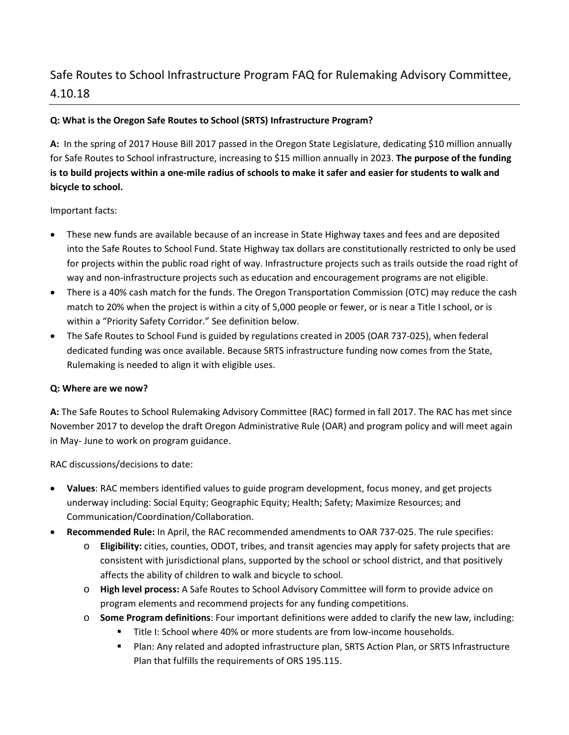# Safe Routes to School Infrastructure Program FAQ for Rulemaking Advisory Committee, 4.10.18

**Q: What is the Oregon Safe Routes to School (SRTS) Infrastructure Program?**

**A:** In the spring of 2017 House Bill 2017 passed in the Oregon State Legislature, dedicating $10 million annually for Safe Routes to School infrastructure, increasing to $15 million annually in 2023. **The purpose of the funding is to build projects within a one-mile radius of schools to make it safer and easier for students to walk and bicycle to school.**

Important facts:

- These new funds are available because of an increase in State Highway taxes and fees and are deposited into the Safe Routes to School Fund. State Highway tax dollars are constitutionally restricted to only be used for projects within the public road right of way. Infrastructure projects such as trails outside the road right of way and non-infrastructure projects such as education and encouragement programs are not eligible.
- There is a 40% cash match for the funds. The Oregon Transportation Commission (OTC) may reduce the cash match to 20% when the project is within a city of 5,000 people or fewer, or is near a Title I school, or is within a "Priority Safety Corridor." See definition below.
- The Safe Routes to School Fund is guided by regulations created in 2005 (OAR 737-025), when federal dedicated funding was once available. Because SRTS infrastructure funding now comes from the State, Rulemaking is needed to align it with eligible uses.

**Q: Where are we now?**

**A:** The Safe Routes to School Rulemaking Advisory Committee (RAC) formed in fall 2017. The RAC has met since November 2017 to develop the draft Oregon Administrative Rule (OAR) and program policy and will meet again in May- June to work on program guidance.

RAC discussions/decisions to date:

- **Values**: RAC members identified values to guide program development, focus money, and get projects underway including: Social Equity; Geographic Equity; Health; Safety; Maximize Resources; and Communication/Coordination/Collaboration.
- **Recommended Rule:** In April, the RAC recommended amendments to OAR 737-025. The rule specifies:
  - **Eligibility:** cities, counties, ODOT, tribes, and transit agencies may apply for safety projects that are consistent with jurisdictional plans, supported by the school or school district, and that positively affects the ability of children to walk and bicycle to school.
  - **High level process:** A Safe Routes to School Advisory Committee will form to provide advice on program elements and recommend projects for any funding competitions.
  - **Some Program definitions**: Four important definitions were added to clarify the new law, including:
    - Title I: School where 40% or more students are from low-income households.
    - Plan: Any related and adopted infrastructure plan, SRTS Action Plan, or SRTS Infrastructure Plan that fulfills the requirements of ORS 195.115.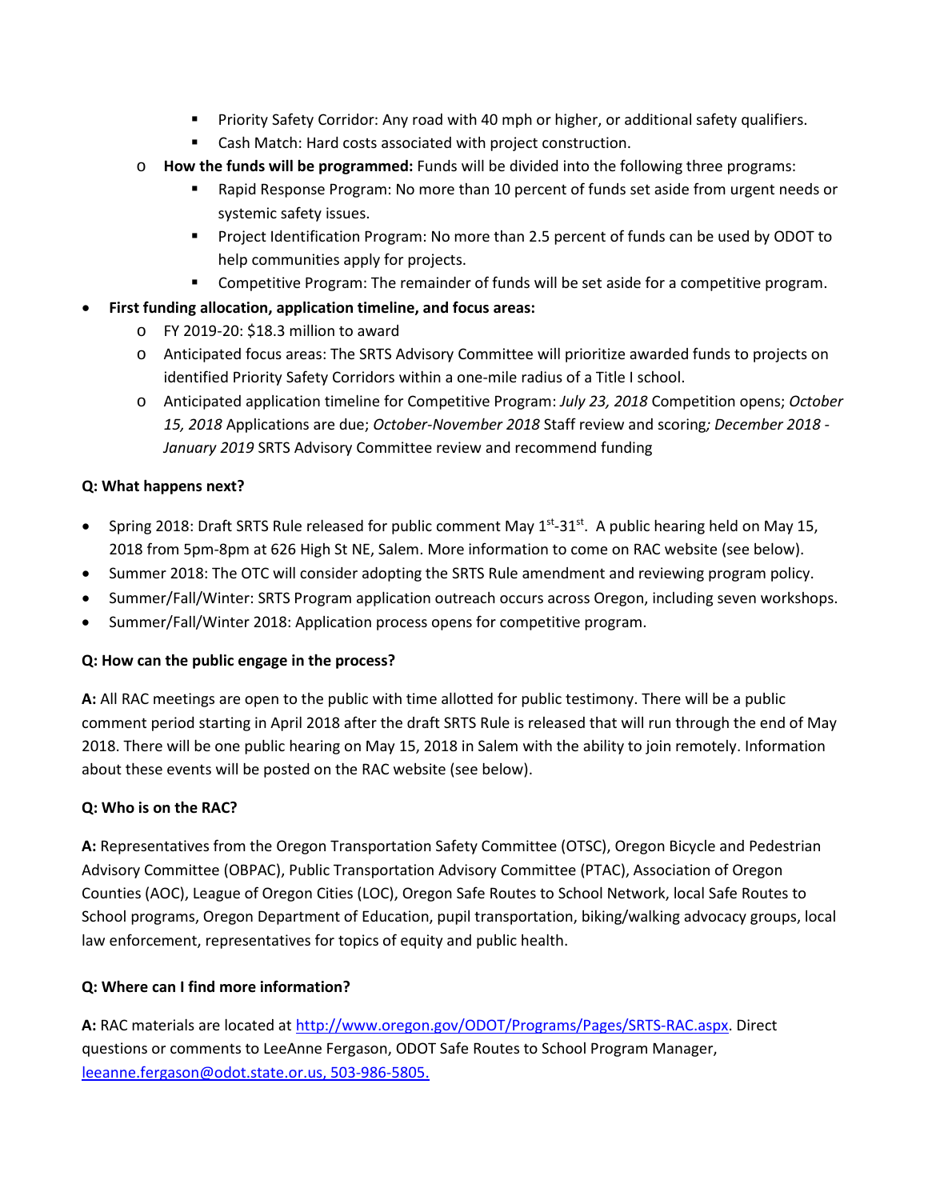- Priority Safety Corridor: Any road with 40 mph or higher, or additional safety qualifiers.
    - Cash Match: Hard costs associated with project construction.
  - **How the funds will be programmed:** Funds will be divided into the following three programs:
    - Rapid Response Program: No more than 10 percent of funds set aside from urgent needs or systemic safety issues.
    - Project Identification Program: No more than 2.5 percent of funds can be used by ODOT to help communities apply for projects.
    - Competitive Program: The remainder of funds will be set aside for a competitive program.
- **First funding allocation, application timeline, and focus areas:**
  - FY 2019-20: $18.3 million to award
  - Anticipated focus areas: The SRTS Advisory Committee will prioritize awarded funds to projects on identified Priority Safety Corridors within a one-mile radius of a Title I school.
  - Anticipated application timeline for Competitive Program: *July 23, 2018* Competition opens; *October 15, 2018* Applications are due; *October-November 2018* Staff review and scoring*; December 2018 - January 2019* SRTS Advisory Committee review and recommend funding

**Q: What happens next?**

- Spring 2018: Draft SRTS Rule released for public comment May 1st-31st. A public hearing held on May 15, 2018 from 5pm-8pm at 626 High St NE, Salem. More information to come on RAC website (see below).
- Summer 2018: The OTC will consider adopting the SRTS Rule amendment and reviewing program policy.
- Summer/Fall/Winter: SRTS Program application outreach occurs across Oregon, including seven workshops.
- Summer/Fall/Winter 2018: Application process opens for competitive program.

**Q: How can the public engage in the process?**

**A:** All RAC meetings are open to the public with time allotted for public testimony. There will be a public comment period starting in April 2018 after the draft SRTS Rule is released that will run through the end of May 2018. There will be one public hearing on May 15, 2018 in Salem with the ability to join remotely. Information about these events will be posted on the RAC website (see below).

**Q: Who is on the RAC?**

**A:** Representatives from the Oregon Transportation Safety Committee (OTSC), Oregon Bicycle and Pedestrian Advisory Committee (OBPAC), Public Transportation Advisory Committee (PTAC), Association of Oregon Counties (AOC), League of Oregon Cities (LOC), Oregon Safe Routes to School Network, local Safe Routes to School programs, Oregon Department of Education, pupil transportation, biking/walking advocacy groups, local law enforcement, representatives for topics of equity and public health.

**Q: Where can I find more information?**

**A:** RAC materials are located at [http://www.oregon.gov/ODOT/Programs/Pages/SRTS-RAC.aspx](http://www.oregon.gov/ODOT/Programs/Pages/SRTS-RAC.aspx). Direct questions or comments to LeeAnne Fergason, ODOT Safe Routes to School Program Manager, leeanne.fergason@odot.state.or.us, 503-986-5805.